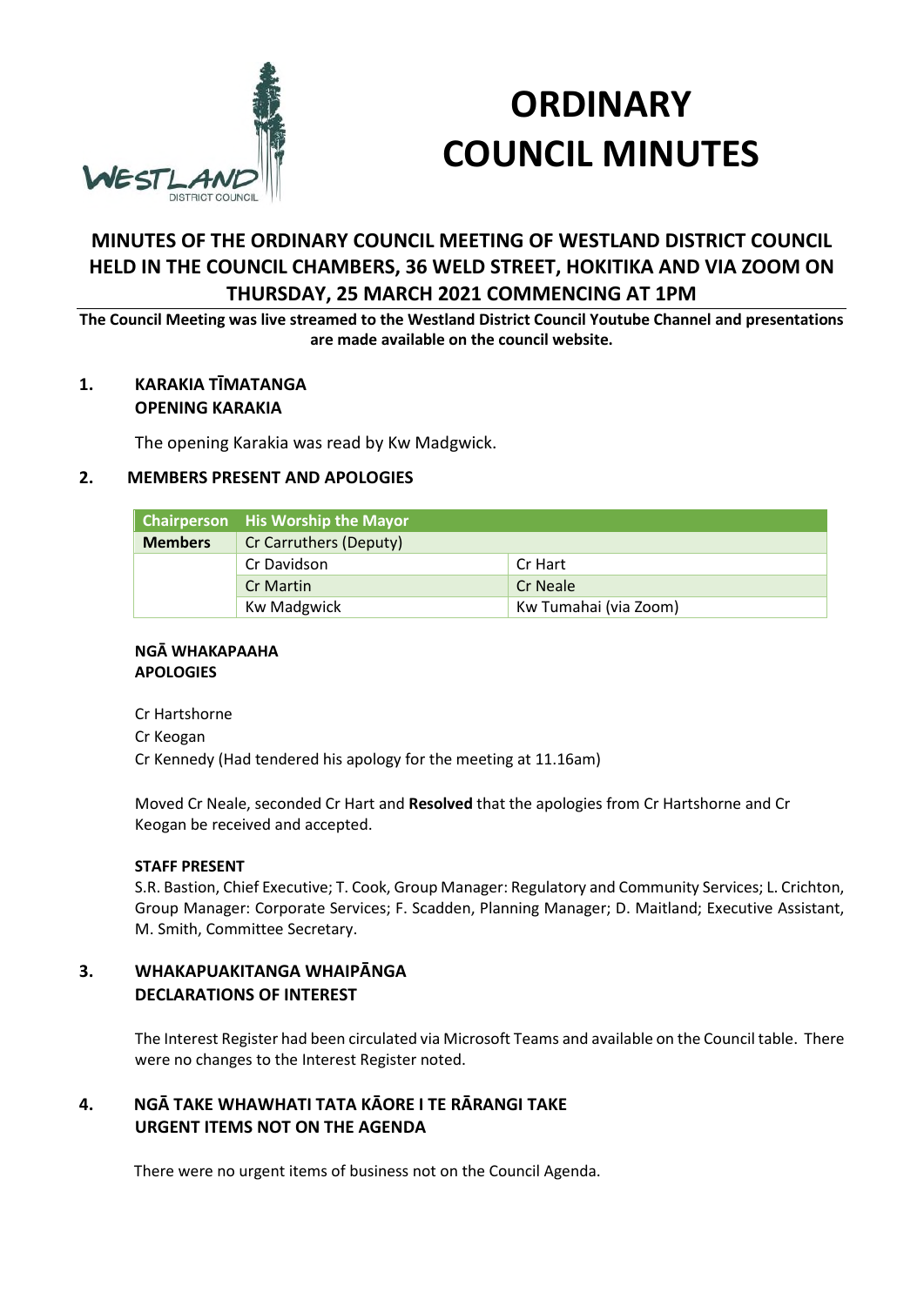# ORDINARY COUNCIL MINUTES

## MINUTES OF THE ORDINARY COUNCIL MEETING OF WESTLAND DISTRICT COUNCIL HELD IN THE COUNCIL CHAMBERS, 36 WELD STREET, HOKITIKA AND VIA ZOOM ON THURSDAY, 25 MARCH 2021 COMMENCING AT 1PM

**The Council Meeting was live streamed to the Westland District Council Youtube Channel and presentations are made available on the council website.**

### 1. KARAKIA TĪMATANGA OPENING KARAKIA

The opening Karakia was read by Kw Madgwick.

### 2. MEMBERS PRESENT AND APOLOGIES

| Chairperson | His Worship the Mayor | |
|---|---|---|
| **Members** | Cr Carruthers (Deputy) | |
| | Cr Davidson | Cr Hart |
| | Cr Martin | Cr Neale |
| | Kw Madgwick | Kw Tumahai (via Zoom) |

**NGĀ WHAKAPAAHA**
**APOLOGIES**

Cr Hartshorne
Cr Keogan
Cr Kennedy (Had tendered his apology for the meeting at 11.16am)

Moved Cr Neale, seconded Cr Hart and **Resolved** that the apologies from Cr Hartshorne and Cr Keogan be received and accepted.

**STAFF PRESENT**

S.R. Bastion, Chief Executive; T. Cook, Group Manager: Regulatory and Community Services; L. Crichton, Group Manager: Corporate Services; F. Scadden, Planning Manager; D. Maitland; Executive Assistant, M. Smith, Committee Secretary.

### 3. WHAKAPUAKITANGA WHAIPĀNGA DECLARATIONS OF INTEREST

The Interest Register had been circulated via Microsoft Teams and available on the Council table. There were no changes to the Interest Register noted.

### 4. NGĀ TAKE WHAWHATI TATA KĀORE I TE RĀRANGI TAKE URGENT ITEMS NOT ON THE AGENDA

There were no urgent items of business not on the Council Agenda.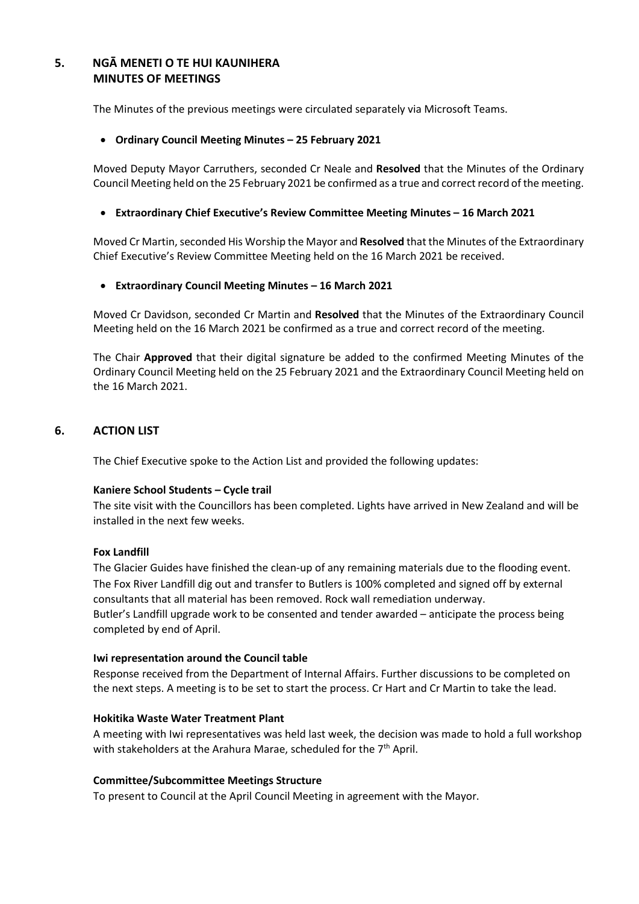## 5. NGĀ MENETI O TE HUI KAUNIHERA MINUTES OF MEETINGS

The Minutes of the previous meetings were circulated separately via Microsoft Teams.

- **Ordinary Council Meeting Minutes – 25 February 2021**

Moved Deputy Mayor Carruthers, seconded Cr Neale and **Resolved** that the Minutes of the Ordinary Council Meeting held on the 25 February 2021 be confirmed as a true and correct record of the meeting.

- **Extraordinary Chief Executive's Review Committee Meeting Minutes – 16 March 2021**

Moved Cr Martin, seconded His Worship the Mayor and **Resolved** that the Minutes of the Extraordinary Chief Executive's Review Committee Meeting held on the 16 March 2021 be received.

- **Extraordinary Council Meeting Minutes – 16 March 2021**

Moved Cr Davidson, seconded Cr Martin and **Resolved** that the Minutes of the Extraordinary Council Meeting held on the 16 March 2021 be confirmed as a true and correct record of the meeting.

The Chair **Approved** that their digital signature be added to the confirmed Meeting Minutes of the Ordinary Council Meeting held on the 25 February 2021 and the Extraordinary Council Meeting held on the 16 March 2021.

## 6. ACTION LIST

The Chief Executive spoke to the Action List and provided the following updates:

**Kaniere School Students – Cycle trail**

The site visit with the Councillors has been completed. Lights have arrived in New Zealand and will be installed in the next few weeks.

**Fox Landfill**

The Glacier Guides have finished the clean-up of any remaining materials due to the flooding event. The Fox River Landfill dig out and transfer to Butlers is 100% completed and signed off by external consultants that all material has been removed. Rock wall remediation underway.
Butler's Landfill upgrade work to be consented and tender awarded – anticipate the process being completed by end of April.

**Iwi representation around the Council table**

Response received from the Department of Internal Affairs. Further discussions to be completed on the next steps. A meeting is to be set to start the process. Cr Hart and Cr Martin to take the lead.

**Hokitika Waste Water Treatment Plant**

A meeting with Iwi representatives was held last week, the decision was made to hold a full workshop with stakeholders at the Arahura Marae, scheduled for the 7th April.

**Committee/Subcommittee Meetings Structure**

To present to Council at the April Council Meeting in agreement with the Mayor.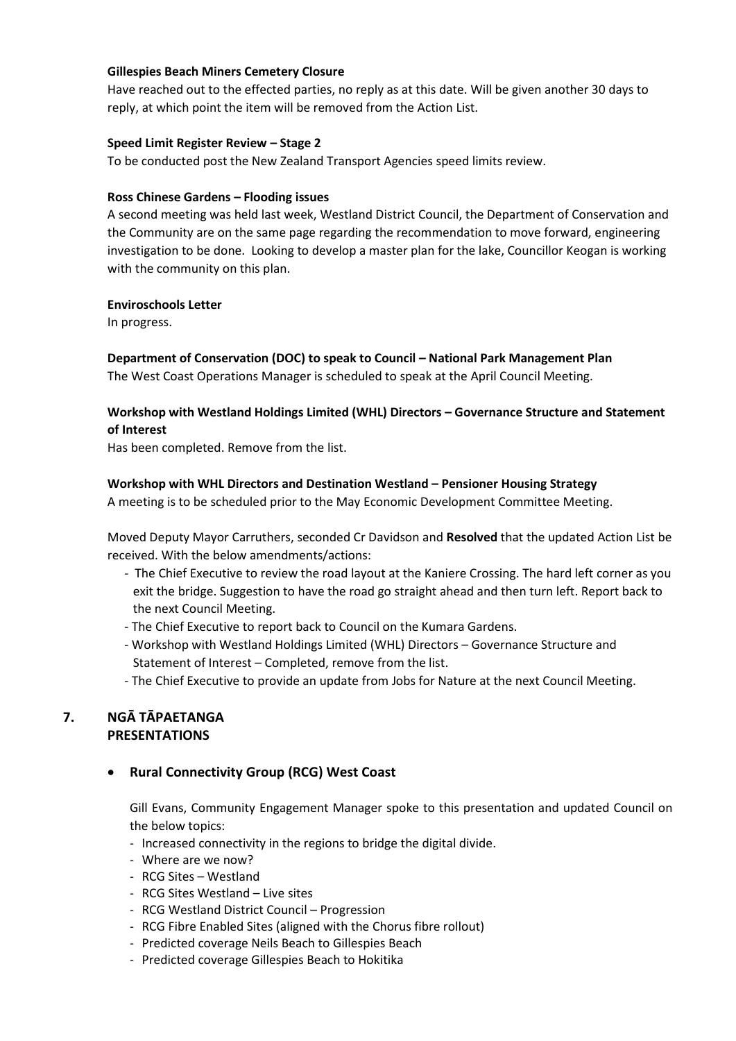**Gillespies Beach Miners Cemetery Closure**

Have reached out to the effected parties, no reply as at this date. Will be given another 30 days to reply, at which point the item will be removed from the Action List.

**Speed Limit Register Review – Stage 2**

To be conducted post the New Zealand Transport Agencies speed limits review.

**Ross Chinese Gardens – Flooding issues**

A second meeting was held last week, Westland District Council, the Department of Conservation and the Community are on the same page regarding the recommendation to move forward, engineering investigation to be done. Looking to develop a master plan for the lake, Councillor Keogan is working with the community on this plan.

**Enviroschools Letter**

In progress.

**Department of Conservation (DOC) to speak to Council – National Park Management Plan**

The West Coast Operations Manager is scheduled to speak at the April Council Meeting.

**Workshop with Westland Holdings Limited (WHL) Directors – Governance Structure and Statement of Interest**

Has been completed. Remove from the list.

**Workshop with WHL Directors and Destination Westland – Pensioner Housing Strategy**

A meeting is to be scheduled prior to the May Economic Development Committee Meeting.

Moved Deputy Mayor Carruthers, seconded Cr Davidson and **Resolved** that the updated Action List be received. With the below amendments/actions:

- The Chief Executive to review the road layout at the Kaniere Crossing. The hard left corner as you exit the bridge. Suggestion to have the road go straight ahead and then turn left. Report back to the next Council Meeting.
- The Chief Executive to report back to Council on the Kumara Gardens.
- Workshop with Westland Holdings Limited (WHL) Directors – Governance Structure and Statement of Interest – Completed, remove from the list.
- The Chief Executive to provide an update from Jobs for Nature at the next Council Meeting.

## 7. NGĀ TĀPAETANGA PRESENTATIONS

- **Rural Connectivity Group (RCG) West Coast**

Gill Evans, Community Engagement Manager spoke to this presentation and updated Council on the below topics:

- Increased connectivity in the regions to bridge the digital divide.
- Where are we now?
- RCG Sites – Westland
- RCG Sites Westland – Live sites
- RCG Westland District Council – Progression
- RCG Fibre Enabled Sites (aligned with the Chorus fibre rollout)
- Predicted coverage Neils Beach to Gillespies Beach
- Predicted coverage Gillespies Beach to Hokitika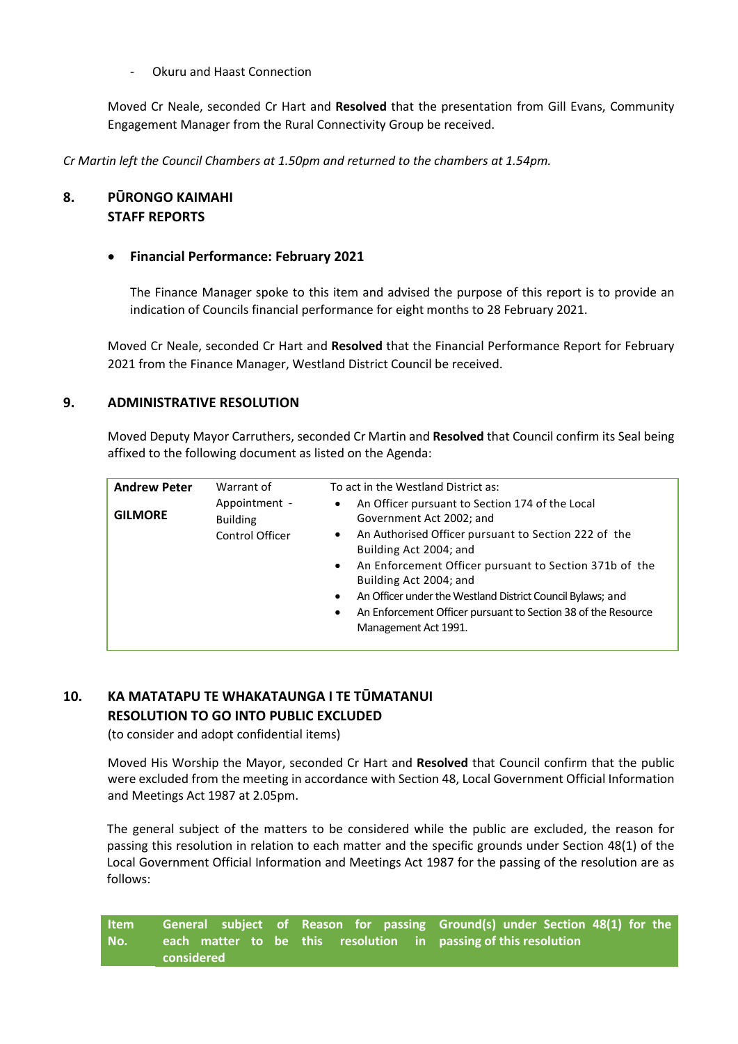- Okuru and Haast Connection

Moved Cr Neale, seconded Cr Hart and **Resolved** that the presentation from Gill Evans, Community Engagement Manager from the Rural Connectivity Group be received.

*Cr Martin left the Council Chambers at 1.50pm and returned to the chambers at 1.54pm.*

## 8. PŪRONGO KAIMAHI STAFF REPORTS

- **Financial Performance: February 2021**

  The Finance Manager spoke to this item and advised the purpose of this report is to provide an indication of Councils financial performance for eight months to 28 February 2021.

Moved Cr Neale, seconded Cr Hart and **Resolved** that the Financial Performance Report for February 2021 from the Finance Manager, Westland District Council be received.

## 9. ADMINISTRATIVE RESOLUTION

Moved Deputy Mayor Carruthers, seconded Cr Martin and **Resolved** that Council confirm its Seal being affixed to the following document as listed on the Agenda:

| | | |
|---|---|---|
| **Andrew Peter GILMORE** | Warrant of Appointment - Building Control Officer | To act in the Westland District as:<br>• An Officer pursuant to Section 174 of the Local Government Act 2002; and<br>• An Authorised Officer pursuant to Section 222 of the Building Act 2004; and<br>• An Enforcement Officer pursuant to Section 371b of the Building Act 2004; and<br>• An Officer under the Westland District Council Bylaws; and<br>• An Enforcement Officer pursuant to Section 38 of the Resource Management Act 1991. |

## 10. KA MATATAPU TE WHAKATAUNGA I TE TŪMATANUI RESOLUTION TO GO INTO PUBLIC EXCLUDED

(to consider and adopt confidential items)

Moved His Worship the Mayor, seconded Cr Hart and **Resolved** that Council confirm that the public were excluded from the meeting in accordance with Section 48, Local Government Official Information and Meetings Act 1987 at 2.05pm.

The general subject of the matters to be considered while the public are excluded, the reason for passing this resolution in relation to each matter and the specific grounds under Section 48(1) of the Local Government Official Information and Meetings Act 1987 for the passing of the resolution are as follows:

| Item No. | General subject of each matter to be considered | Reason for passing this resolution in | Ground(s) under Section 48(1) for the passing of this resolution |
|---|---|---|---|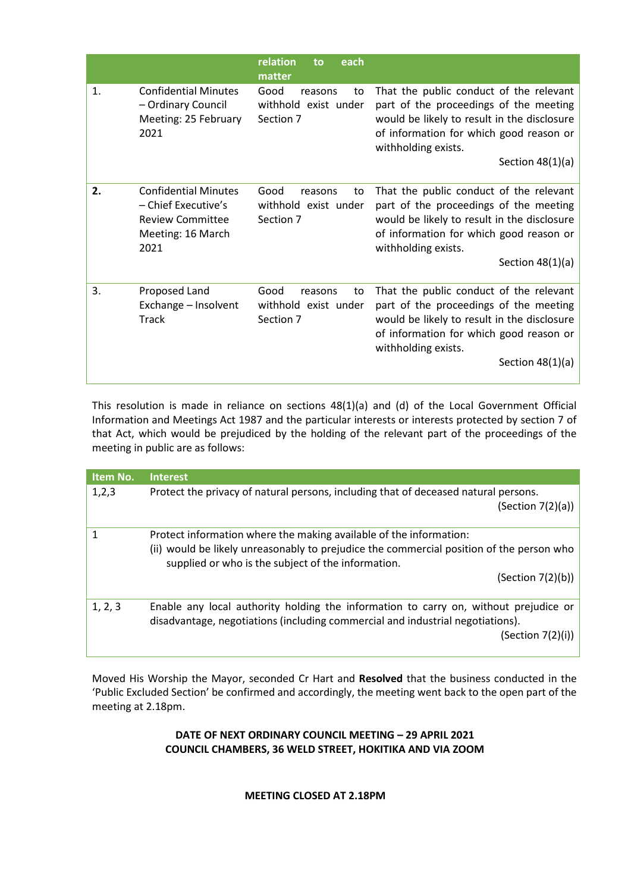| | | relation to each matter | |
|---|---|---|---|
| 1. | Confidential Minutes – Ordinary Council Meeting: 25 February 2021 | Good reasons to withhold exist under Section 7 | That the public conduct of the relevant part of the proceedings of the meeting would be likely to result in the disclosure of information for which good reason or withholding exists. Section 48(1)(a) |
| **2.** | Confidential Minutes – Chief Executive's Review Committee Meeting: 16 March 2021 | Good reasons to withhold exist under Section 7 | That the public conduct of the relevant part of the proceedings of the meeting would be likely to result in the disclosure of information for which good reason or withholding exists. Section 48(1)(a) |
| 3. | Proposed Land Exchange – Insolvent Track | Good reasons to withhold exist under Section 7 | That the public conduct of the relevant part of the proceedings of the meeting would be likely to result in the disclosure of information for which good reason or withholding exists. Section 48(1)(a) |

This resolution is made in reliance on sections 48(1)(a) and (d) of the Local Government Official Information and Meetings Act 1987 and the particular interests or interests protected by section 7 of that Act, which would be prejudiced by the holding of the relevant part of the proceedings of the meeting in public are as follows:

| Item No. | Interest |
|---|---|
| 1,2,3 | Protect the privacy of natural persons, including that of deceased natural persons. (Section 7(2)(a)) |
| 1 | Protect information where the making available of the information: (ii) would be likely unreasonably to prejudice the commercial position of the person who supplied or who is the subject of the information. (Section 7(2)(b)) |
| 1, 2, 3 | Enable any local authority holding the information to carry on, without prejudice or disadvantage, negotiations (including commercial and industrial negotiations). (Section 7(2)(i)) |

Moved His Worship the Mayor, seconded Cr Hart and **Resolved** that the business conducted in the 'Public Excluded Section' be confirmed and accordingly, the meeting went back to the open part of the meeting at 2.18pm.

**DATE OF NEXT ORDINARY COUNCIL MEETING – 29 APRIL 2021**
**COUNCIL CHAMBERS, 36 WELD STREET, HOKITIKA AND VIA ZOOM**

**MEETING CLOSED AT 2.18PM**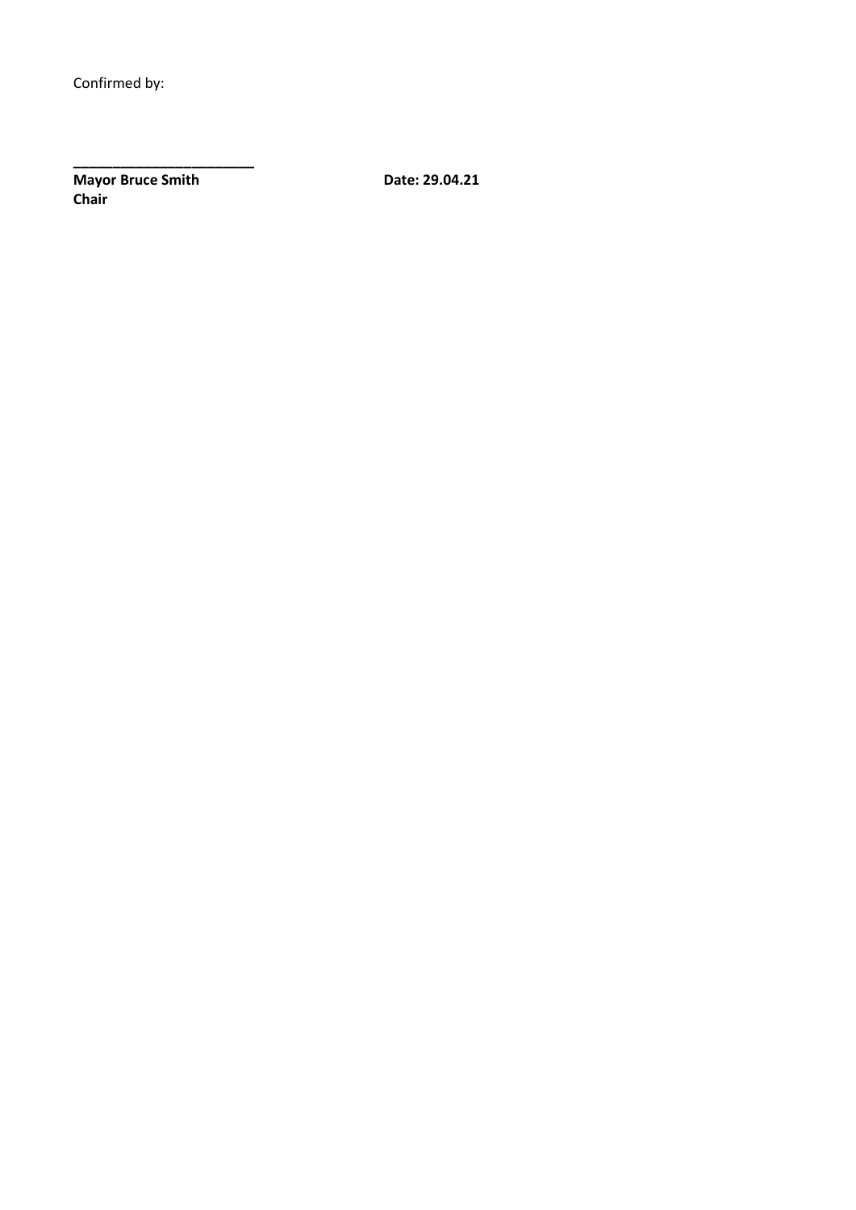Confirmed by:

_______________________

**Mayor Bruce Smith** **Date: 29.04.21**

**Chair**